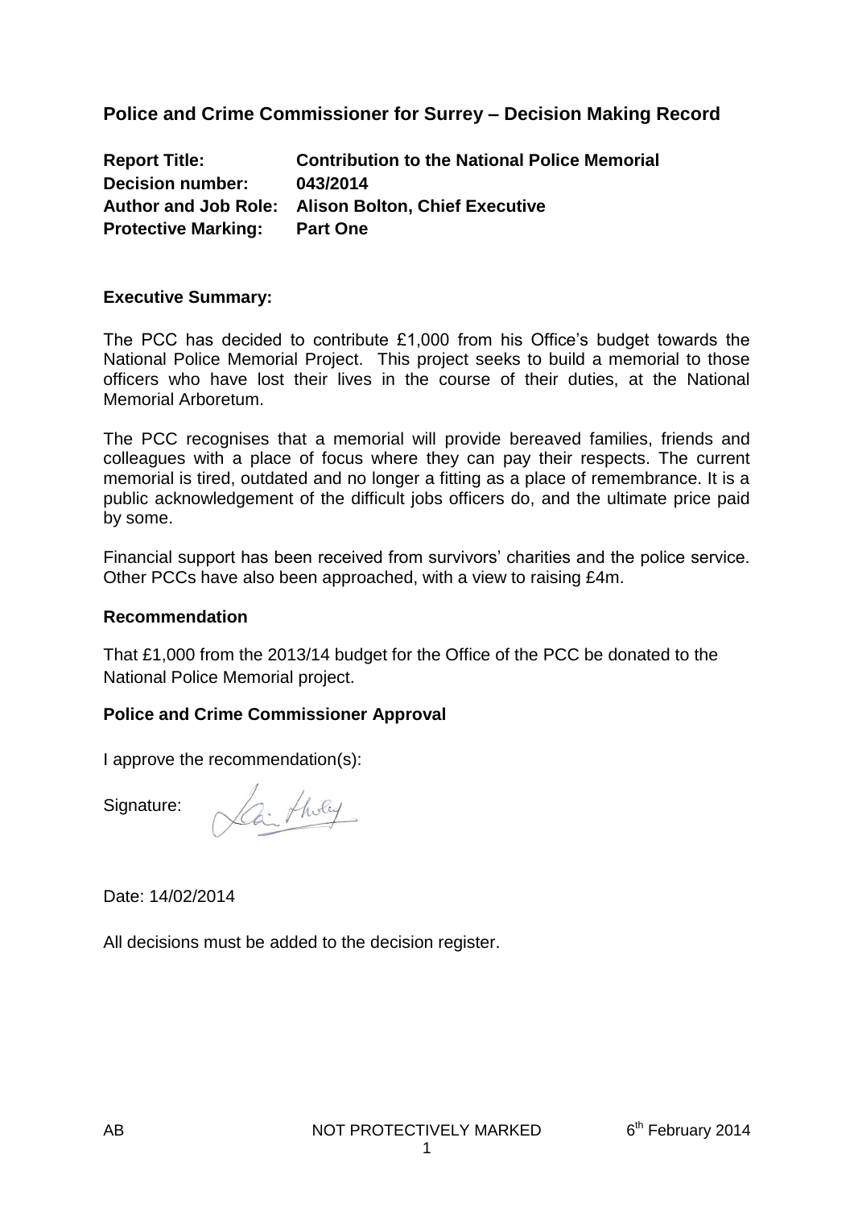## Police and Crime Commissioner for Surrey – Decision Making Record

**Report Title:** **Contribution to the National Police Memorial**
**Decision number:** **043/2014**
**Author and Job Role:** **Alison Bolton, Chief Executive**
**Protective Marking:** **Part One**

### Executive Summary:

The PCC has decided to contribute £1,000 from his Office's budget towards the National Police Memorial Project. This project seeks to build a memorial to those officers who have lost their lives in the course of their duties, at the National Memorial Arboretum.

The PCC recognises that a memorial will provide bereaved families, friends and colleagues with a place of focus where they can pay their respects. The current memorial is tired, outdated and no longer a fitting as a place of remembrance. It is a public acknowledgement of the difficult jobs officers do, and the ultimate price paid by some.

Financial support has been received from survivors' charities and the police service. Other PCCs have also been approached, with a view to raising £4m.

### Recommendation

That £1,000 from the 2013/14 budget for the Office of the PCC be donated to the National Police Memorial project.

### Police and Crime Commissioner Approval

I approve the recommendation(s):

Signature:

Date: 14/02/2014

All decisions must be added to the decision register.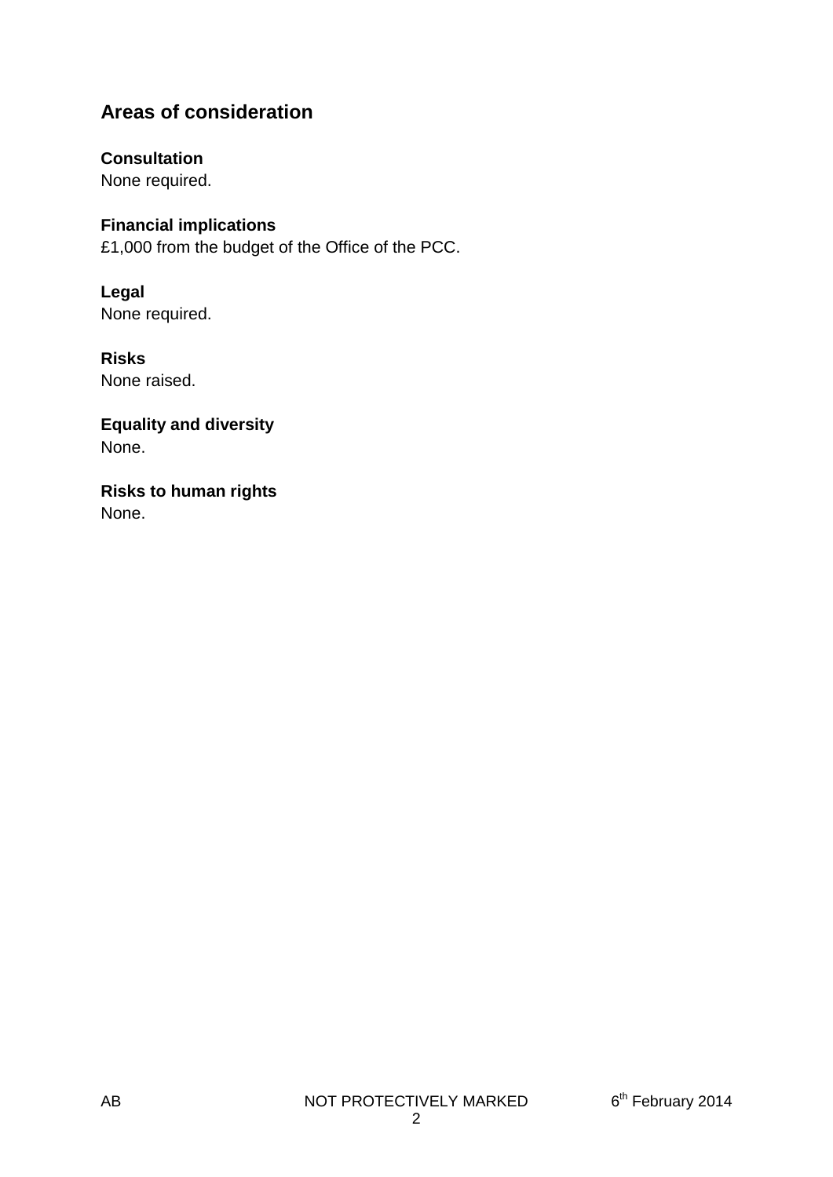## Areas of consideration

**Consultation**
None required.

**Financial implications**
£1,000 from the budget of the Office of the PCC.

**Legal**
None required.

**Risks**
None raised.

**Equality and diversity**
None.

**Risks to human rights**
None.